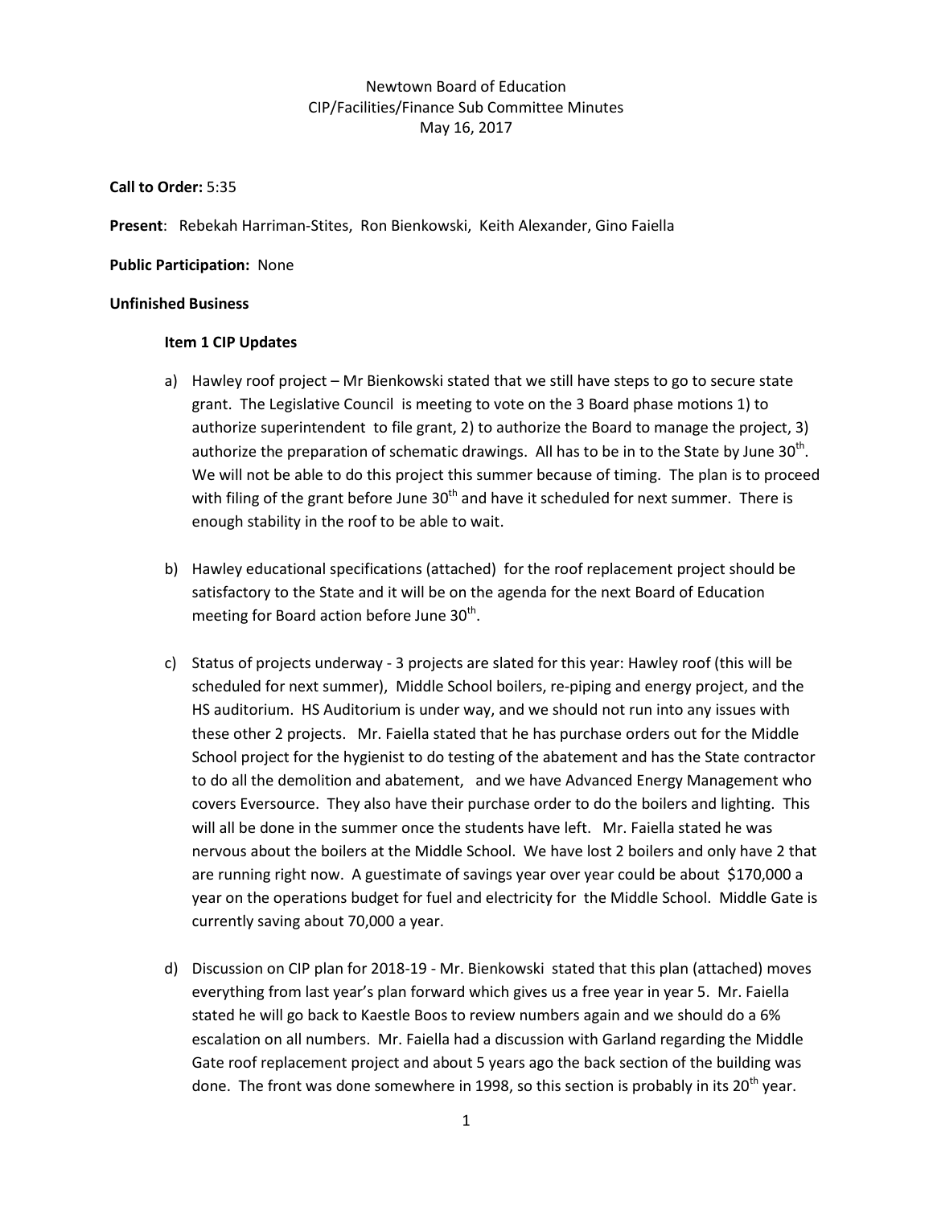Newtown Board of Education
CIP/Facilities/Finance Sub Committee Minutes
May 16, 2017

**Call to Order:** 5:35

**Present**: Rebekah Harriman-Stites, Ron Bienkowski, Keith Alexander, Gino Faiella

**Public Participation:** None

**Unfinished Business**

**Item 1 CIP Updates**

a) Hawley roof project – Mr Bienkowski stated that we still have steps to go to secure state grant. The Legislative Council is meeting to vote on the 3 Board phase motions 1) to authorize superintendent to file grant, 2) to authorize the Board to manage the project, 3) authorize the preparation of schematic drawings. All has to be in to the State by June 30th. We will not be able to do this project this summer because of timing. The plan is to proceed with filing of the grant before June 30th and have it scheduled for next summer. There is enough stability in the roof to be able to wait.

b) Hawley educational specifications (attached) for the roof replacement project should be satisfactory to the State and it will be on the agenda for the next Board of Education meeting for Board action before June 30th.

c) Status of projects underway - 3 projects are slated for this year: Hawley roof (this will be scheduled for next summer), Middle School boilers, re-piping and energy project, and the HS auditorium. HS Auditorium is under way, and we should not run into any issues with these other 2 projects. Mr. Faiella stated that he has purchase orders out for the Middle School project for the hygienist to do testing of the abatement and has the State contractor to do all the demolition and abatement, and we have Advanced Energy Management who covers Eversource. They also have their purchase order to do the boilers and lighting. This will all be done in the summer once the students have left. Mr. Faiella stated he was nervous about the boilers at the Middle School. We have lost 2 boilers and only have 2 that are running right now. A guestimate of savings year over year could be about $170,000 a year on the operations budget for fuel and electricity for the Middle School. Middle Gate is currently saving about 70,000 a year.

d) Discussion on CIP plan for 2018-19 - Mr. Bienkowski stated that this plan (attached) moves everything from last year's plan forward which gives us a free year in year 5. Mr. Faiella stated he will go back to Kaestle Boos to review numbers again and we should do a 6% escalation on all numbers. Mr. Faiella had a discussion with Garland regarding the Middle Gate roof replacement project and about 5 years ago the back section of the building was done. The front was done somewhere in 1998, so this section is probably in its 20th year.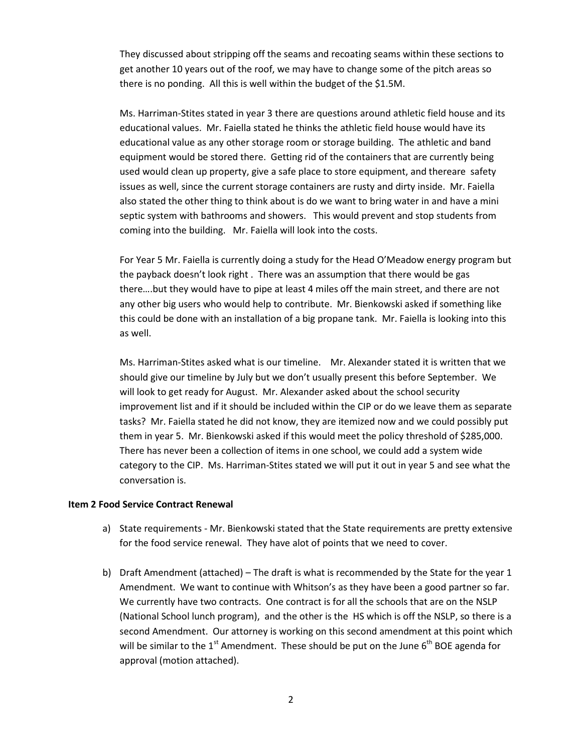They discussed about stripping off the seams and recoating seams within these sections to get another 10 years out of the roof, we may have to change some of the pitch areas so there is no ponding. All this is well within the budget of the $1.5M.

Ms. Harriman-Stites stated in year 3 there are questions around athletic field house and its educational values. Mr. Faiella stated he thinks the athletic field house would have its educational value as any other storage room or storage building. The athletic and band equipment would be stored there. Getting rid of the containers that are currently being used would clean up property, give a safe place to store equipment, and thereare safety issues as well, since the current storage containers are rusty and dirty inside. Mr. Faiella also stated the other thing to think about is do we want to bring water in and have a mini septic system with bathrooms and showers. This would prevent and stop students from coming into the building. Mr. Faiella will look into the costs.

For Year 5 Mr. Faiella is currently doing a study for the Head O'Meadow energy program but the payback doesn't look right . There was an assumption that there would be gas there….but they would have to pipe at least 4 miles off the main street, and there are not any other big users who would help to contribute. Mr. Bienkowski asked if something like this could be done with an installation of a big propane tank. Mr. Faiella is looking into this as well.

Ms. Harriman-Stites asked what is our timeline. Mr. Alexander stated it is written that we should give our timeline by July but we don't usually present this before September. We will look to get ready for August. Mr. Alexander asked about the school security improvement list and if it should be included within the CIP or do we leave them as separate tasks? Mr. Faiella stated he did not know, they are itemized now and we could possibly put them in year 5. Mr. Bienkowski asked if this would meet the policy threshold of $285,000. There has never been a collection of items in one school, we could add a system wide category to the CIP. Ms. Harriman-Stites stated we will put it out in year 5 and see what the conversation is.

**Item 2 Food Service Contract Renewal**

a) State requirements - Mr. Bienkowski stated that the State requirements are pretty extensive for the food service renewal. They have alot of points that we need to cover.

b) Draft Amendment (attached) – The draft is what is recommended by the State for the year 1 Amendment. We want to continue with Whitson's as they have been a good partner so far. We currently have two contracts. One contract is for all the schools that are on the NSLP (National School lunch program), and the other is the HS which is off the NSLP, so there is a second Amendment. Our attorney is working on this second amendment at this point which will be similar to the 1st Amendment. These should be put on the June 6th BOE agenda for approval (motion attached).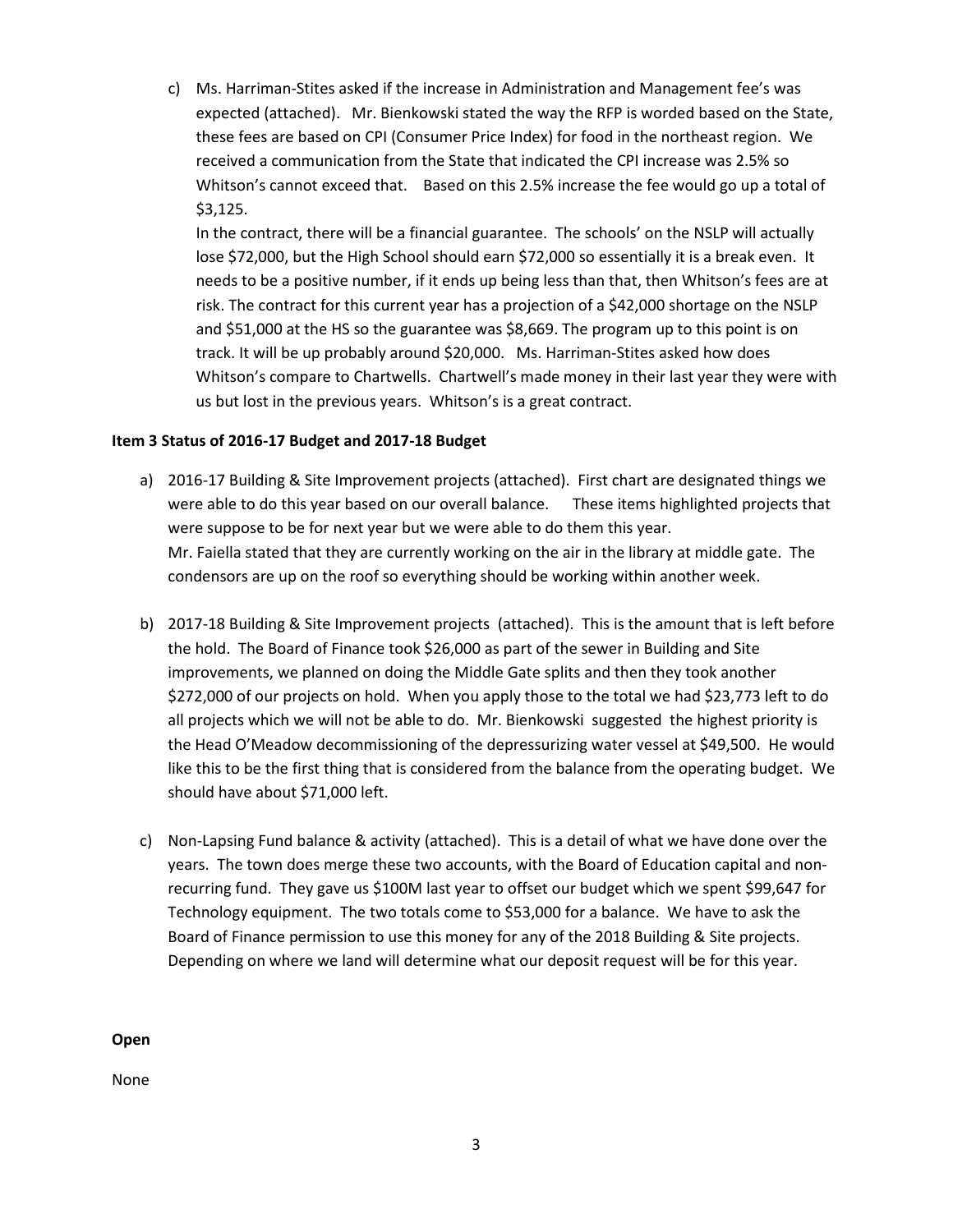c) Ms. Harriman-Stites asked if the increase in Administration and Management fee's was expected (attached). Mr. Bienkowski stated the way the RFP is worded based on the State, these fees are based on CPI (Consumer Price Index) for food in the northeast region. We received a communication from the State that indicated the CPI increase was 2.5% so Whitson's cannot exceed that. Based on this 2.5% increase the fee would go up a total of $3,125.
   In the contract, there will be a financial guarantee. The schools' on the NSLP will actually lose $72,000, but the High School should earn $72,000 so essentially it is a break even. It needs to be a positive number, if it ends up being less than that, then Whitson's fees are at risk. The contract for this current year has a projection of a $42,000 shortage on the NSLP and $51,000 at the HS so the guarantee was $8,669. The program up to this point is on track. It will be up probably around $20,000. Ms. Harriman-Stites asked how does Whitson's compare to Chartwells. Chartwell's made money in their last year they were with us but lost in the previous years. Whitson's is a great contract.

**Item 3 Status of 2016-17 Budget and 2017-18 Budget**

a) 2016-17 Building & Site Improvement projects (attached). First chart are designated things we were able to do this year based on our overall balance. These items highlighted projects that were suppose to be for next year but we were able to do them this year.
   Mr. Faiella stated that they are currently working on the air in the library at middle gate. The condensors are up on the roof so everything should be working within another week.

b) 2017-18 Building & Site Improvement projects (attached). This is the amount that is left before the hold. The Board of Finance took $26,000 as part of the sewer in Building and Site improvements, we planned on doing the Middle Gate splits and then they took another $272,000 of our projects on hold. When you apply those to the total we had $23,773 left to do all projects which we will not be able to do. Mr. Bienkowski suggested the highest priority is the Head O'Meadow decommissioning of the depressurizing water vessel at $49,500. He would like this to be the first thing that is considered from the balance from the operating budget. We should have about $71,000 left.

c) Non-Lapsing Fund balance & activity (attached). This is a detail of what we have done over the years. The town does merge these two accounts, with the Board of Education capital and non-recurring fund. They gave us $100M last year to offset our budget which we spent $99,647 for Technology equipment. The two totals come to $53,000 for a balance. We have to ask the Board of Finance permission to use this money for any of the 2018 Building & Site projects. Depending on where we land will determine what our deposit request will be for this year.

**Open**

None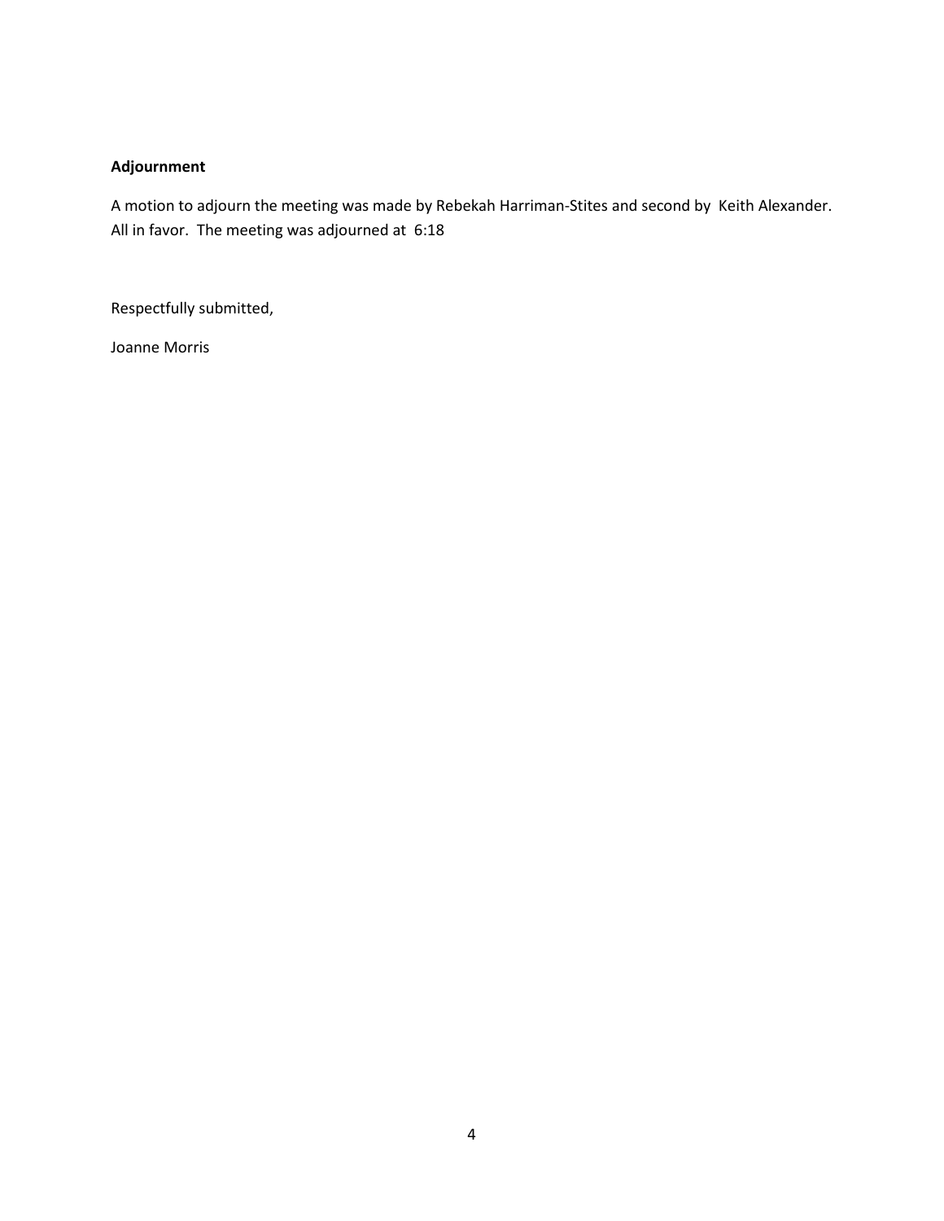**Adjournment**

A motion to adjourn the meeting was made by Rebekah Harriman-Stites and second by Keith Alexander. All in favor. The meeting was adjourned at 6:18

Respectfully submitted,

Joanne Morris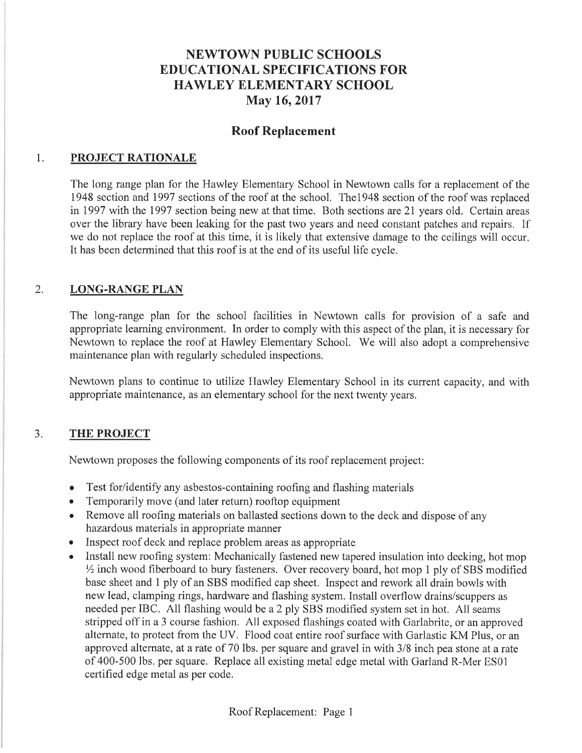# NEWTOWN PUBLIC SCHOOLS EDUCATIONAL SPECIFICATIONS FOR HAWLEY ELEMENTARY SCHOOL May 16, 2017

## Roof Replacement

### 1. PROJECT RATIONALE

The long range plan for the Hawley Elementary School in Newtown calls for a replacement of the 1948 section and 1997 sections of the roof at the school. The1948 section of the roof was replaced in 1997 with the 1997 section being new at that time. Both sections are 21 years old. Certain areas over the library have been leaking for the past two years and need constant patches and repairs. If we do not replace the roof at this time, it is likely that extensive damage to the ceilings will occur. It has been determined that this roof is at the end of its useful life cycle.

### 2. LONG-RANGE PLAN

The long-range plan for the school facilities in Newtown calls for provision of a safe and appropriate learning environment. In order to comply with this aspect of the plan, it is necessary for Newtown to replace the roof at Hawley Elementary School. We will also adopt a comprehensive maintenance plan with regularly scheduled inspections.

Newtown plans to continue to utilize Hawley Elementary School in its current capacity, and with appropriate maintenance, as an elementary school for the next twenty years.

### 3. THE PROJECT

Newtown proposes the following components of its roof replacement project:

- Test for/identify any asbestos-containing roofing and flashing materials
- Temporarily move (and later return) rooftop equipment
- Remove all roofing materials on ballasted sections down to the deck and dispose of any hazardous materials in appropriate manner
- Inspect roof deck and replace problem areas as appropriate
- Install new roofing system: Mechanically fastened new tapered insulation into decking, hot mop ½ inch wood fiberboard to bury fasteners. Over recovery board, hot mop 1 ply of SBS modified base sheet and 1 ply of an SBS modified cap sheet. Inspect and rework all drain bowls with new lead, clamping rings, hardware and flashing system. Install overflow drains/scuppers as needed per IBC. All flashing would be a 2 ply SBS modified system set in hot. All seams stripped off in a 3 course fashion. All exposed flashings coated with Garlabrite, or an approved alternate, to protect from the UV. Flood coat entire roof surface with Garlastic KM Plus, or an approved alternate, at a rate of 70 lbs. per square and gravel in with 3/8 inch pea stone at a rate of 400-500 lbs. per square. Replace all existing metal edge metal with Garland R-Mer ES01 certified edge metal as per code.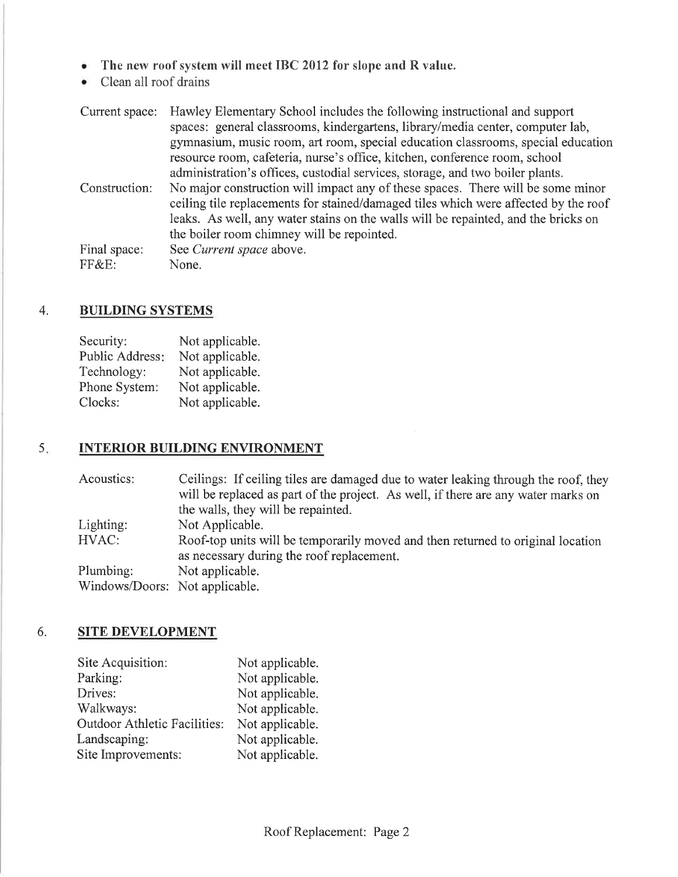- **The new roof system will meet IBC 2012 for slope and R value.**
- Clean all roof drains

| | |
|---|---|
| Current space: | Hawley Elementary School includes the following instructional and support spaces: general classrooms, kindergartens, library/media center, computer lab, gymnasium, music room, art room, special education classrooms, special education resource room, cafeteria, nurse's office, kitchen, conference room, school administration's offices, custodial services, storage, and two boiler plants. |
| Construction: | No major construction will impact any of these spaces. There will be some minor ceiling tile replacements for stained/damaged tiles which were affected by the roof leaks. As well, any water stains on the walls will be repainted, and the bricks on the boiler room chimney will be repointed. |
| Final space: | See *Current space* above. |
| FF&E: | None. |

## 4. BUILDING SYSTEMS

| | |
|---|---|
| Security: | Not applicable. |
| Public Address: | Not applicable. |
| Technology: | Not applicable. |
| Phone System: | Not applicable. |
| Clocks: | Not applicable. |

## 5. INTERIOR BUILDING ENVIRONMENT

| | |
|---|---|
| Acoustics: | Ceilings: If ceiling tiles are damaged due to water leaking through the roof, they will be replaced as part of the project. As well, if there are any water marks on the walls, they will be repainted. |
| Lighting: | Not Applicable. |
| HVAC: | Roof-top units will be temporarily moved and then returned to original location as necessary during the roof replacement. |
| Plumbing: | Not applicable. |
| Windows/Doors: | Not applicable. |

## 6. SITE DEVELOPMENT

| | |
|---|---|
| Site Acquisition: | Not applicable. |
| Parking: | Not applicable. |
| Drives: | Not applicable. |
| Walkways: | Not applicable. |
| Outdoor Athletic Facilities: | Not applicable. |
| Landscaping: | Not applicable. |
| Site Improvements: | Not applicable. |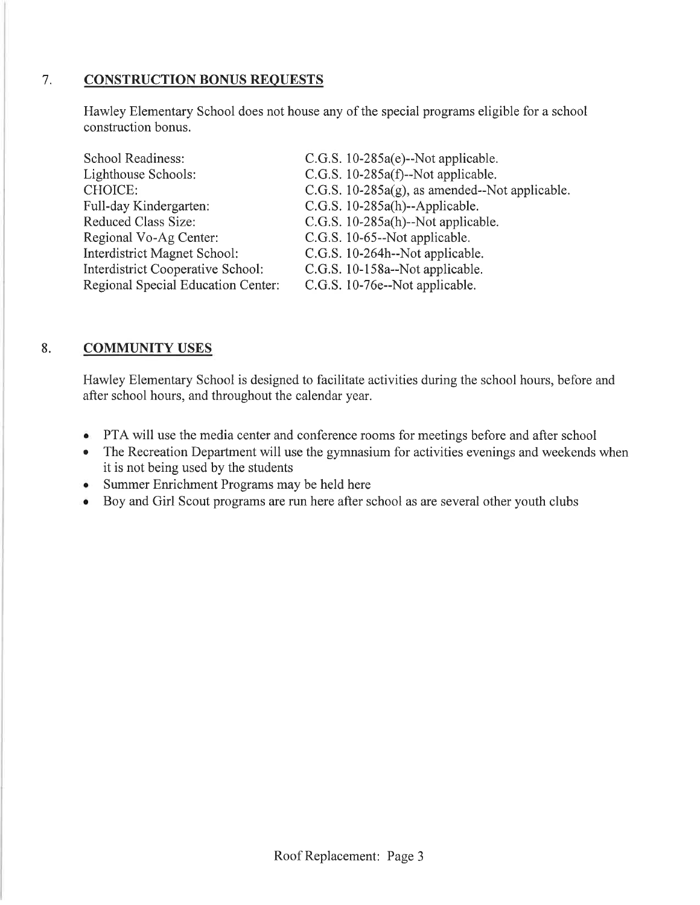## 7. CONSTRUCTION BONUS REQUESTS

Hawley Elementary School does not house any of the special programs eligible for a school construction bonus.

| | |
|---|---|
| School Readiness: | C.G.S. 10-285a(e)--Not applicable. |
| Lighthouse Schools: | C.G.S. 10-285a(f)--Not applicable. |
| CHOICE: | C.G.S. 10-285a(g), as amended--Not applicable. |
| Full-day Kindergarten: | C.G.S. 10-285a(h)--Applicable. |
| Reduced Class Size: | C.G.S. 10-285a(h)--Not applicable. |
| Regional Vo-Ag Center: | C.G.S. 10-65--Not applicable. |
| Interdistrict Magnet School: | C.G.S. 10-264h--Not applicable. |
| Interdistrict Cooperative School: | C.G.S. 10-158a--Not applicable. |
| Regional Special Education Center: | C.G.S. 10-76e--Not applicable. |

## 8. COMMUNITY USES

Hawley Elementary School is designed to facilitate activities during the school hours, before and after school hours, and throughout the calendar year.

- PTA will use the media center and conference rooms for meetings before and after school
- The Recreation Department will use the gymnasium for activities evenings and weekends when it is not being used by the students
- Summer Enrichment Programs may be held here
- Boy and Girl Scout programs are run here after school as are several other youth clubs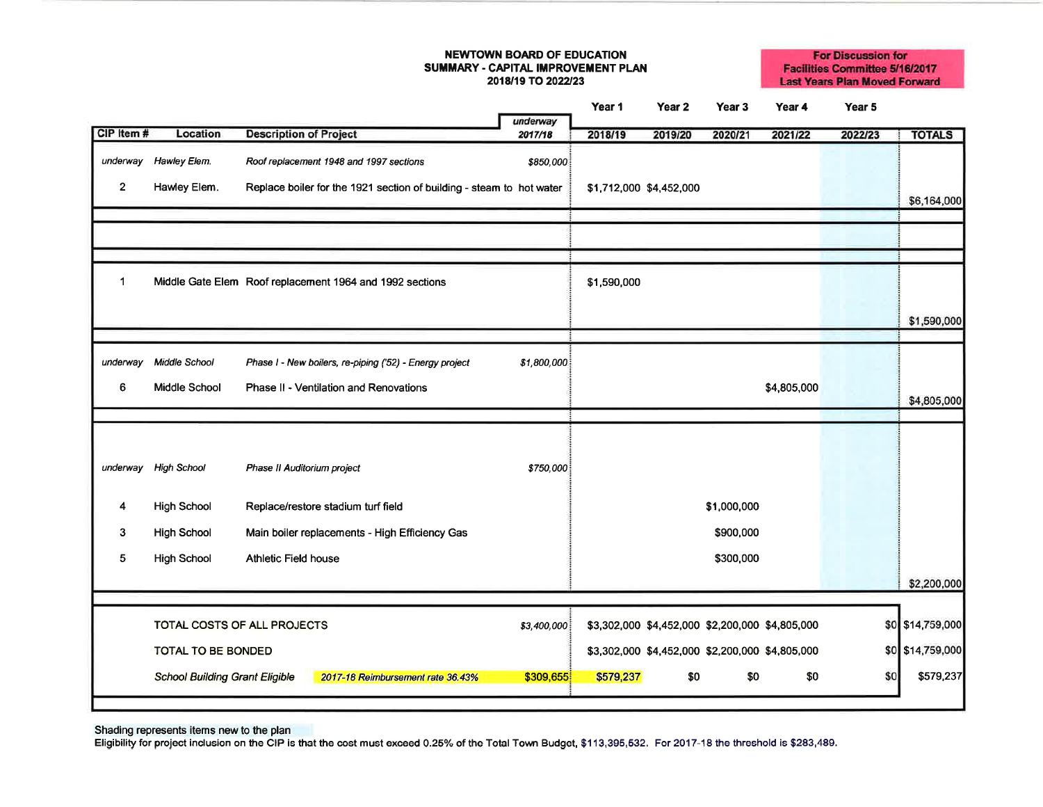**NEWTOWN BOARD OF EDUCATION**
**SUMMARY - CAPITAL IMPROVEMENT PLAN**
**2018/19 TO 2022/23**

**For Discussion for Facilities Committee 5/16/2017**
**Last Years Plan Moved Forward**

| CIP Item # | Location | Description of Project | *underway 2017/18* | Year 1 2018/19 | Year 2 2019/20 | Year 3 2020/21 | Year 4 2021/22 | Year 5 2022/23 | TOTALS |
|---|---|---|---|---|---|---|---|---|---|
| *underway* | *Hawley Elem.* | *Roof replacement 1948 and 1997 sections* | *$850,000* | | | | | | |
| 2 | Hawley Elem. | Replace boiler for the 1921 section of building - steam to hot water | | $1,712,000 | $4,452,000 | | | | $6,164,000 |
| 1 | Middle Gate Elem | Roof replacement 1964 and 1992 sections | | $1,590,000 | | | | | $1,590,000 |
| *underway* | *Middle School* | *Phase I - New boilers, re-piping ('52) - Energy project* | *$1,800,000* | | | | | | |
| 6 | Middle School | Phase II - Ventilation and Renovations | | | | | $4,805,000 | | $4,805,000 |
| *underway* | *High School* | *Phase II Auditorium project* | *$750,000* | | | | | | |
| 4 | High School | Replace/restore stadium turf field | | | | $1,000,000 | | | |
| 3 | High School | Main boiler replacements - High Efficiency Gas | | | | $900,000 | | | |
| 5 | High School | Athletic Field house | | | | $300,000 | | | $2,200,000 |
| | TOTAL COSTS OF ALL PROJECTS | | *$3,400,000* | $3,302,000 | $4,452,000 | $2,200,000 | $4,805,000 | $0 | $14,759,000 |
| | TOTAL TO BE BONDED | | | $3,302,000 | $4,452,000 | $2,200,000 | $4,805,000 | $0 | $14,759,000 |
| | *School Building Grant Eligible* | *2017-18 Reimbursement rate 36.43%* | $309,655 | $579,237 | $0 | $0 | $0 | $0 | $579,237 |

Shading represents items new to the plan

Eligibility for project inclusion on the CIP is that the cost must exceed 0.25% of the Total Town Budget, $113,395,532. For 2017-18 the threshold is $283,489.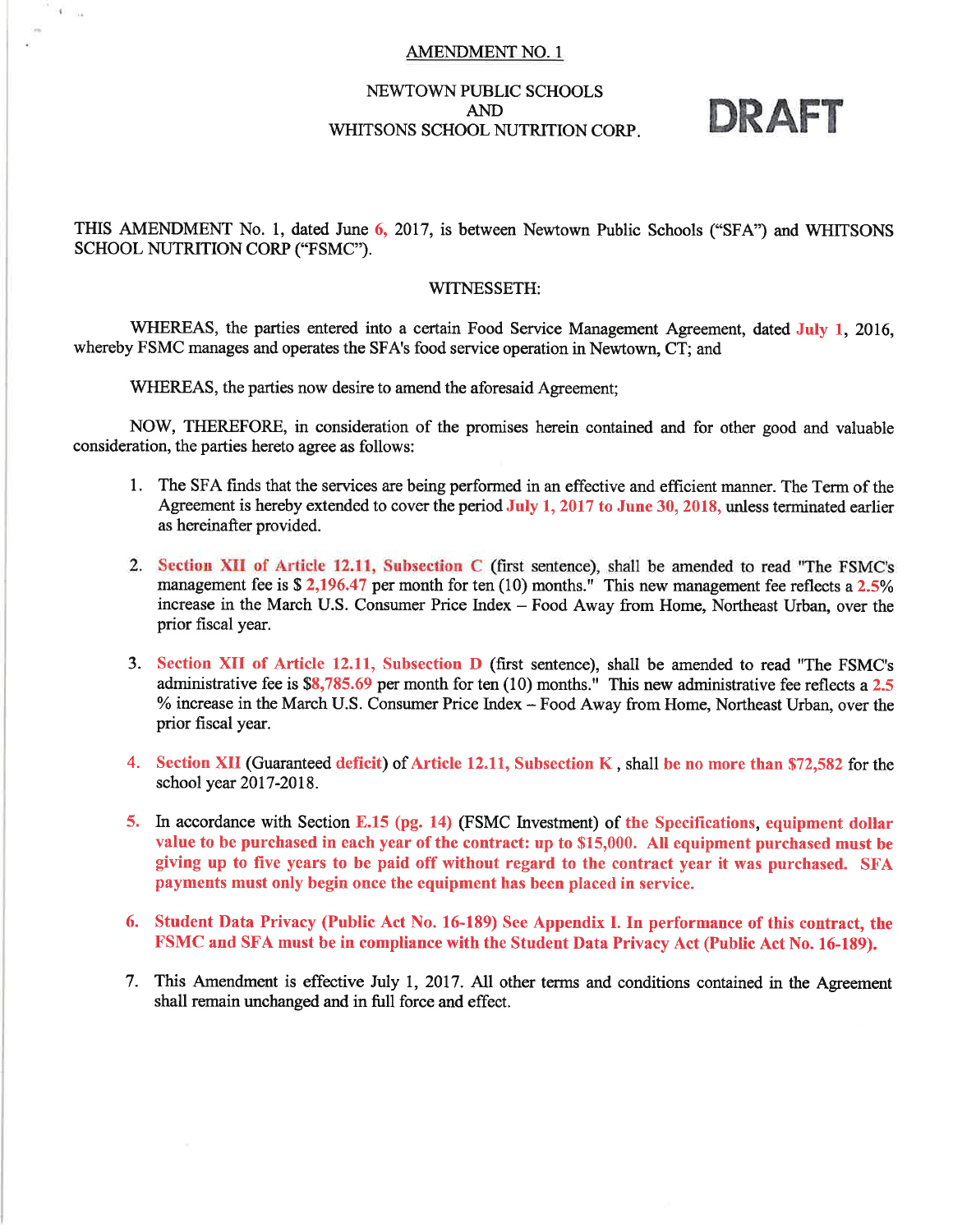# AMENDMENT NO. 1

NEWTOWN PUBLIC SCHOOLS
AND
WHITSONS SCHOOL NUTRITION CORP.

**DRAFT**

THIS AMENDMENT No. 1, dated June 6, 2017, is between Newtown Public Schools ("SFA") and WHITSONS SCHOOL NUTRITION CORP ("FSMC").

WITNESSETH:

WHEREAS, the parties entered into a certain Food Service Management Agreement, dated July 1, 2016, whereby FSMC manages and operates the SFA's food service operation in Newtown, CT; and

WHEREAS, the parties now desire to amend the aforesaid Agreement;

NOW, THEREFORE, in consideration of the promises herein contained and for other good and valuable consideration, the parties hereto agree as follows:

1. The SFA finds that the services are being performed in an effective and efficient manner. The Term of the Agreement is hereby extended to cover the period July 1, 2017 to June 30, 2018, unless terminated earlier as hereinafter provided.

2. **Section XII of Article 12.11, Subsection C** (first sentence), shall be amended to read "The FSMC's management fee is $ 2,196.47 per month for ten (10) months." This new management fee reflects a 2.5% increase in the March U.S. Consumer Price Index – Food Away from Home, Northeast Urban, over the prior fiscal year.

3. **Section XII of Article 12.11, Subsection D** (first sentence), shall be amended to read "The FSMC's administrative fee is $8,785.69 per month for ten (10) months." This new administrative fee reflects a 2.5 % increase in the March U.S. Consumer Price Index – Food Away from Home, Northeast Urban, over the prior fiscal year.

4. **Section XII** (Guaranteed **deficit**) of **Article 12.11, Subsection K**, shall **be no more than $72,582** for the school year 2017-2018.

5. In accordance with Section E.15 (pg. 14) (FSMC Investment) of **the Specifications, equipment dollar value to be purchased in each year of the contract: up to $15,000. All equipment purchased must be giving up to five years to be paid off without regard to the contract year it was purchased. SFA payments must only begin once the equipment has been placed in service.**

6. **Student Data Privacy (Public Act No. 16-189) See Appendix I. In performance of this contract, the FSMC and SFA must be in compliance with the Student Data Privacy Act (Public Act No. 16-189).**

7. This Amendment is effective July 1, 2017. All other terms and conditions contained in the Agreement shall remain unchanged and in full force and effect.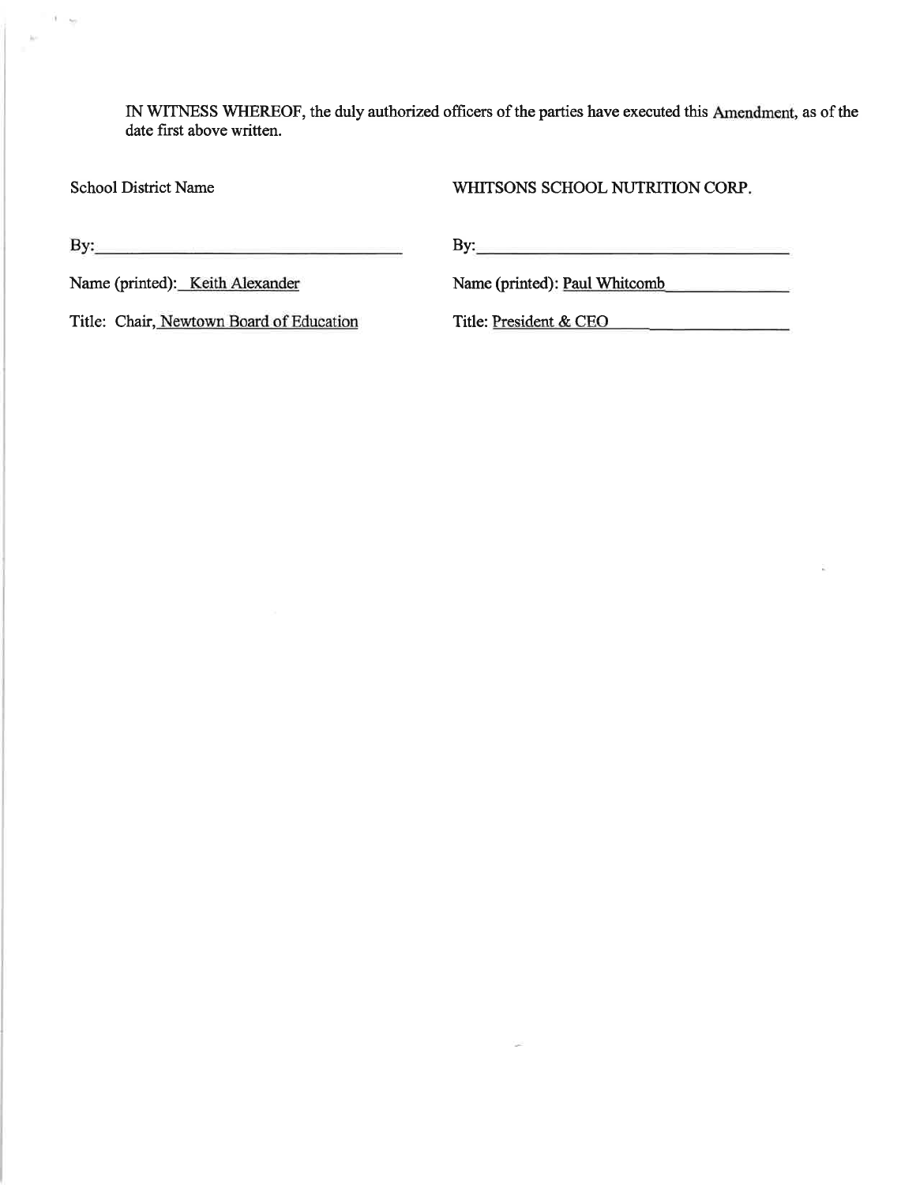IN WITNESS WHEREOF, the duly authorized officers of the parties have executed this Amendment, as of the date first above written.

| School District Name | WHITSONS SCHOOL NUTRITION CORP. |
| --- | --- |
| By:\_\_\_\_\_\_\_\_\_\_\_\_\_\_\_\_\_\_\_\_\_\_\_\_\_\_\_\_\_\_ | By:\_\_\_\_\_\_\_\_\_\_\_\_\_\_\_\_\_\_\_\_\_\_\_\_\_\_\_\_\_\_ |
| Name (printed): Keith Alexander | Name (printed): Paul Whitcomb |
| Title: Chair, Newtown Board of Education | Title: President & CEO |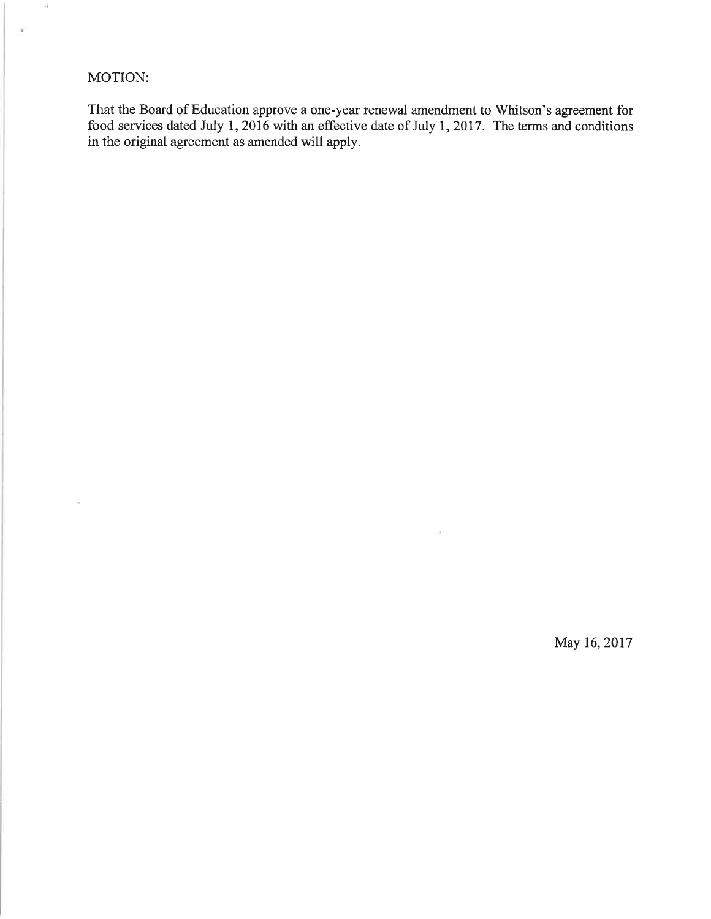MOTION:

That the Board of Education approve a one-year renewal amendment to Whitson's agreement for food services dated July 1, 2016 with an effective date of July 1, 2017. The terms and conditions in the original agreement as amended will apply.

May 16, 2017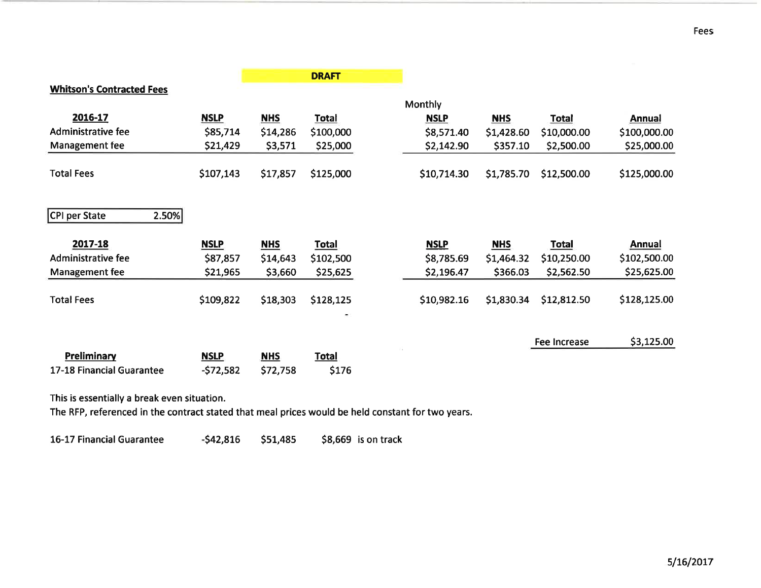DRAFT

**Whitson's Contracted Fees**

| 2016-17 | NSLP | NHS | Total | Monthly NSLP | Monthly NHS | Monthly Total | Annual |
|---|---|---|---|---|---|---|---|
| Administrative fee | $85,714 | $14,286 | $100,000 | $8,571.40 | $1,428.60 | $10,000.00 | $100,000.00 |
| Management fee | $21,429 | $3,571 | $25,000 | $2,142.90 | $357.10 | $2,500.00 | $25,000.00 |
| Total Fees | $107,143 | $17,857 | $125,000 | $10,714.30 | $1,785.70 | $12,500.00 | $125,000.00 |

| CPI per State | 2.50% |
|---|---|

| 2017-18 | NSLP | NHS | Total | Monthly NSLP | Monthly NHS | Monthly Total | Annual |
|---|---|---|---|---|---|---|---|
| Administrative fee | $87,857 | $14,643 | $102,500 | $8,785.69 | $1,464.32 | $10,250.00 | $102,500.00 |
| Management fee | $21,965 | $3,660 | $25,625 | $2,196.47 | $366.03 | $2,562.50 | $25,625.00 |
| Total Fees | $109,822 | $18,303 | $128,125 | $10,982.16 | $1,830.34 | $12,812.50 | $128,125.00 |

| Fee Increase | $3,125.00 |
|---|---|

| Preliminary | NSLP | NHS | Total |
|---|---|---|---|
| 17-18 Financial Guarantee | -$72,582 | $72,758 | $176 |

This is essentially a break even situation.
The RFP, referenced in the contract stated that meal prices would be held constant for two years.

| | | | | |
|---|---|---|---|---|
| 16-17 Financial Guarantee | -$42,816 | $51,485 | $8,669 | is on track |

5/16/2017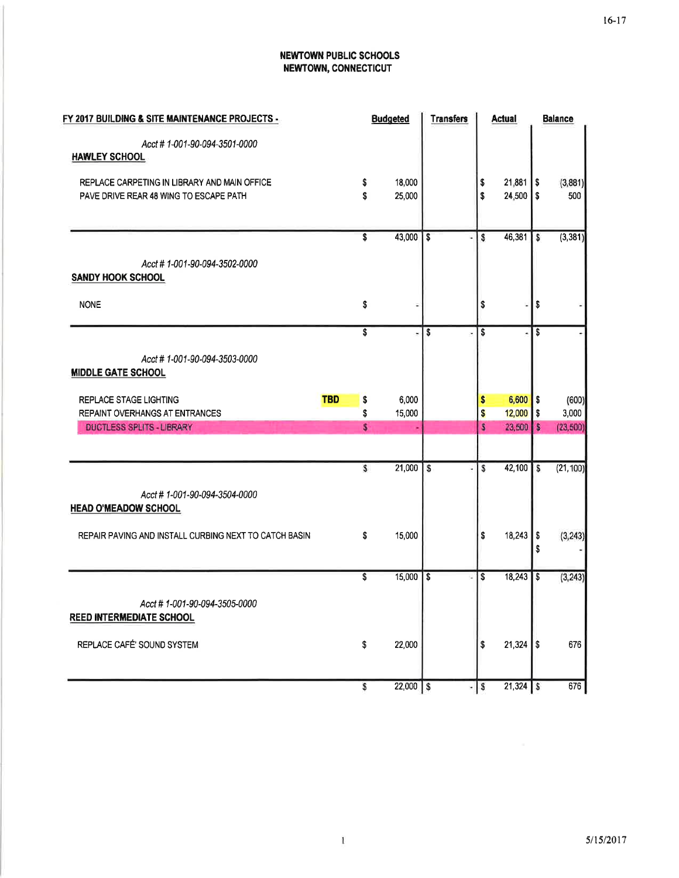**NEWTOWN PUBLIC SCHOOLS**
**NEWTOWN, CONNECTICUT**

| FY 2017 BUILDING & SITE MAINTENANCE PROJECTS - | | Budgeted | Transfers | Actual | Balance |
|---|---|---|---|---|---|
| *Acct # 1-001-90-094-3501-0000* | | | | | |
| **HAWLEY SCHOOL** | | | | | |
| REPLACE CARPETING IN LIBRARY AND MAIN OFFICE | | $ 18,000 | | $ 21,881 | $ (3,881) |
| PAVE DRIVE REAR 48 WING TO ESCAPE PATH | | $ 25,000 | | $ 24,500 | $ 500 |
| | | $ 43,000 | $ - | $ 46,381 | $ (3,381) |
| *Acct # 1-001-90-094-3502-0000* | | | | | |
| **SANDY HOOK SCHOOL** | | | | | |
| NONE | | $ - | | $ - | $ - |
| | | $ - | $ - | $ - | $ - |
| *Acct # 1-001-90-094-3503-0000* | | | | | |
| **MIDDLE GATE SCHOOL** | | | | | |
| REPLACE STAGE LIGHTING | TBD | $ 6,000 | | $ 6,600 | $ (600) |
| REPAINT OVERHANGS AT ENTRANCES | | $ 15,000 | | $ 12,000 | $ 3,000 |
| DUCTLESS SPLITS - LIBRARY | | $ - | | $ 23,500 | $ (23,500) |
| | | $ 21,000 | $ - | $ 42,100 | $ (21,100) |
| *Acct # 1-001-90-094-3504-0000* | | | | | |
| **HEAD O'MEADOW SCHOOL** | | | | | |
| REPAIR PAVING AND INSTALL CURBING NEXT TO CATCH BASIN | | $ 15,000 | | $ 18,243 | $ (3,243) |
| | | | | | $ - |
| | | $ 15,000 | $ - | $ 18,243 | $ (3,243) |
| *Acct # 1-001-90-094-3505-0000* | | | | | |
| **REED INTERMEDIATE SCHOOL** | | | | | |
| REPLACE CAFÉ' SOUND SYSTEM | | $ 22,000 | | $ 21,324 | $ 676 |
| | | $ 22,000 | $ - | $ 21,324 | $ 676 |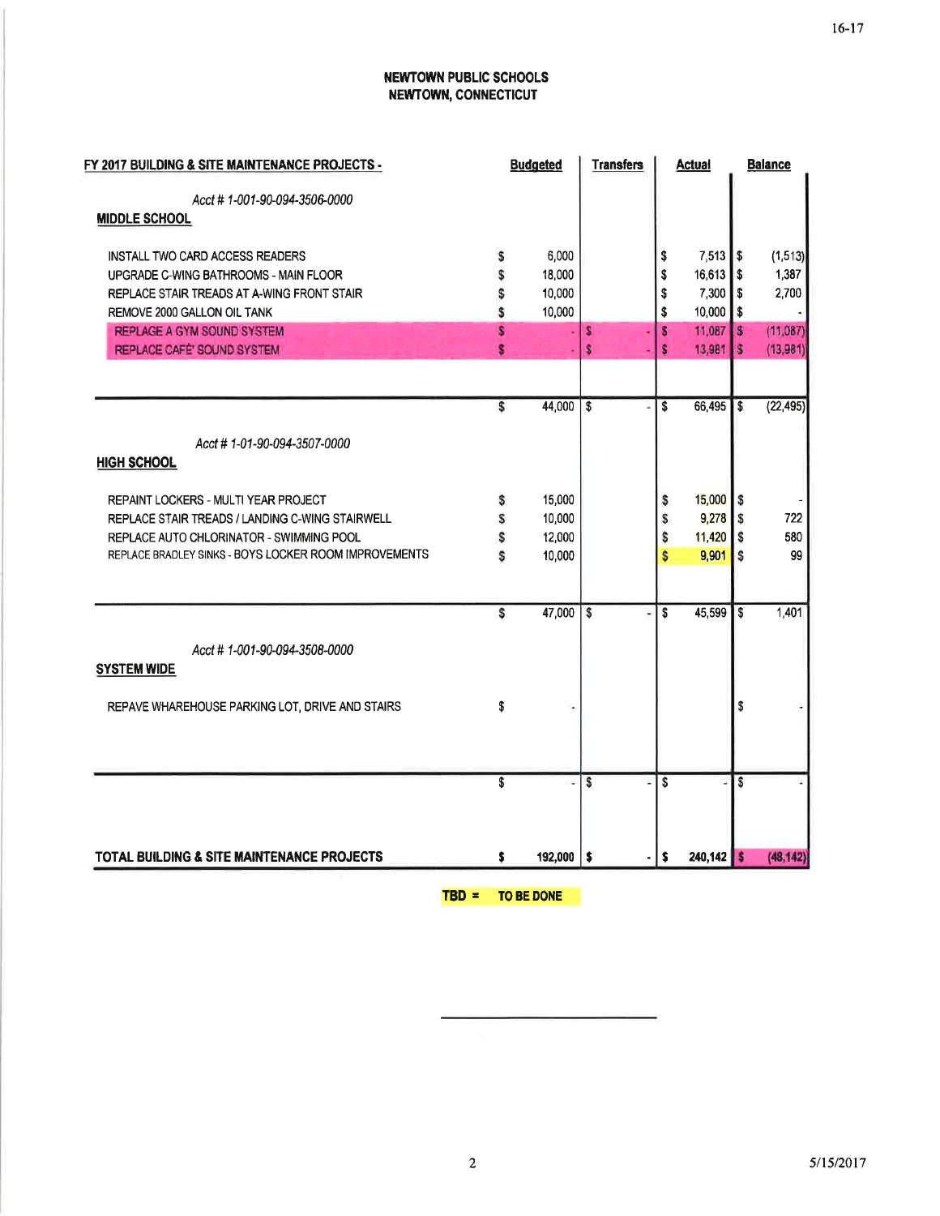## NEWTOWN PUBLIC SCHOOLS
## NEWTOWN, CONNECTICUT

| FY 2017 BUILDING & SITE MAINTENANCE PROJECTS - | Budgeted | Transfers | Actual | Balance |
|---|---|---|---|---|
| *Acct # 1-001-90-094-3506-0000* | | | | |
| **MIDDLE SCHOOL** | | | | |
| INSTALL TWO CARD ACCESS READERS | $ 6,000 | | $ 7,513 | $ (1,513) |
| UPGRADE C-WING BATHROOMS - MAIN FLOOR | $ 18,000 | | $ 16,613 | $ 1,387 |
| REPLACE STAIR TREADS AT A-WING FRONT STAIR | $ 10,000 | | $ 7,300 | $ 2,700 |
| REMOVE 2000 GALLON OIL TANK | $ 10,000 | | $ 10,000 | $ - |
| REPLACE A GYM SOUND SYSTEM | $ - | $ - | $ 11,087 | $ (11,087) |
| REPLACE CAFE' SOUND SYSTEM | $ - | $ - | $ 13,981 | $ (13,981) |
| | $ 44,000 | $ - | $ 66,495 | $ (22,495) |
| *Acct # 1-01-90-094-3507-0000* | | | | |
| **HIGH SCHOOL** | | | | |
| REPAINT LOCKERS - MULTI YEAR PROJECT | $ 15,000 | | $ 15,000 | $ - |
| REPLACE STAIR TREADS / LANDING C-WING STAIRWELL | $ 10,000 | | $ 9,278 | $ 722 |
| REPLACE AUTO CHLORINATOR - SWIMMING POOL | $ 12,000 | | $ 11,420 | $ 580 |
| REPLACE BRADLEY SINKS - BOYS LOCKER ROOM IMPROVEMENTS | $ 10,000 | | $ 9,901 | $ 99 |
| | $ 47,000 | $ - | $ 45,599 | $ 1,401 |
| *Acct # 1-001-90-094-3508-0000* | | | | |
| **SYSTEM WIDE** | | | | |
| REPAVE WAREHOUSE PARKING LOT, DRIVE AND STAIRS | $ - | | | $ - |
| | $ - | $ - | $ - | $ - |
| **TOTAL BUILDING & SITE MAINTENANCE PROJECTS** | **$ 192,000** | **$ -** | **$ 240,142** | **$ (48,142)** |

**TBD = TO BE DONE**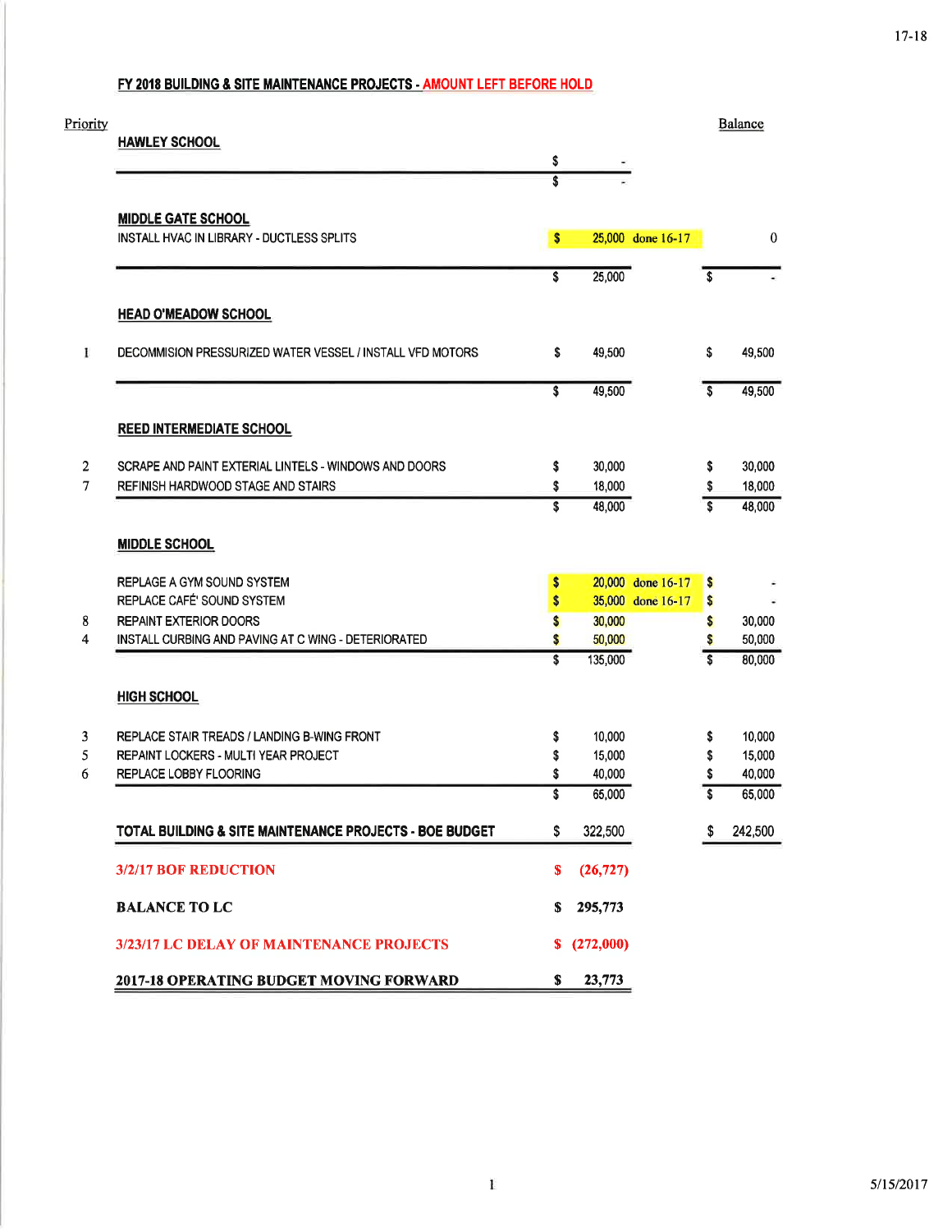17-18

## FY 2018 BUILDING & SITE MAINTENANCE PROJECTS - AMOUNT LEFT BEFORE HOLD

| Priority | | Amount | | Balance |
|---|---|---|---|---|
| | **HAWLEY SCHOOL** | | | |
| | | $ - | | |
| | | $ - | | |
| | **MIDDLE GATE SCHOOL** | | | |
| | INSTALL HVAC IN LIBRARY - DUCTLESS SPLITS | $ 25,000 | done 16-17 | 0 |
| | | $ 25,000 | | $ - |
| | **HEAD O'MEADOW SCHOOL** | | | |
| 1 | DECOMMISION PRESSURIZED WATER VESSEL / INSTALL VFD MOTORS | $ 49,500 | | $ 49,500 |
| | | $ 49,500 | | $ 49,500 |
| | **REED INTERMEDIATE SCHOOL** | | | |
| 2 | SCRAPE AND PAINT EXTERIAL LINTELS - WINDOWS AND DOORS | $ 30,000 | | $ 30,000 |
| 7 | REFINISH HARDWOOD STAGE AND STAIRS | $ 18,000 | | $ 18,000 |
| | | $ 48,000 | | $ 48,000 |
| | **MIDDLE SCHOOL** | | | |
| | REPLAGE A GYM SOUND SYSTEM | $ 20,000 | done 16-17 | $ - |
| | REPLACE CAFÉ' SOUND SYSTEM | $ 35,000 | done 16-17 | $ - |
| 8 | REPAINT EXTERIOR DOORS | $ 30,000 | | $ 30,000 |
| 4 | INSTALL CURBING AND PAVING AT C WING - DETERIORATED | $ 50,000 | | $ 50,000 |
| | | $ 135,000 | | $ 80,000 |
| | **HIGH SCHOOL** | | | |
| 3 | REPLACE STAIR TREADS / LANDING B-WING FRONT | $ 10,000 | | $ 10,000 |
| 5 | REPAINT LOCKERS - MULTI YEAR PROJECT | $ 15,000 | | $ 15,000 |
| 6 | REPLACE LOBBY FLOORING | $ 40,000 | | $ 40,000 |
| | | $ 65,000 | | $ 65,000 |
| | **TOTAL BUILDING & SITE MAINTENANCE PROJECTS - BOE BUDGET** | $ 322,500 | | $ 242,500 |
| | **3/2/17 BOF REDUCTION** | $ (26,727) | | |
| | **BALANCE TO LC** | $ 295,773 | | |
| | **3/23/17 LC DELAY OF MAINTENANCE PROJECTS** | $ (272,000) | | |
| | **2017-18 OPERATING BUDGET MOVING FORWARD** | $ 23,773 | | |

5/15/2017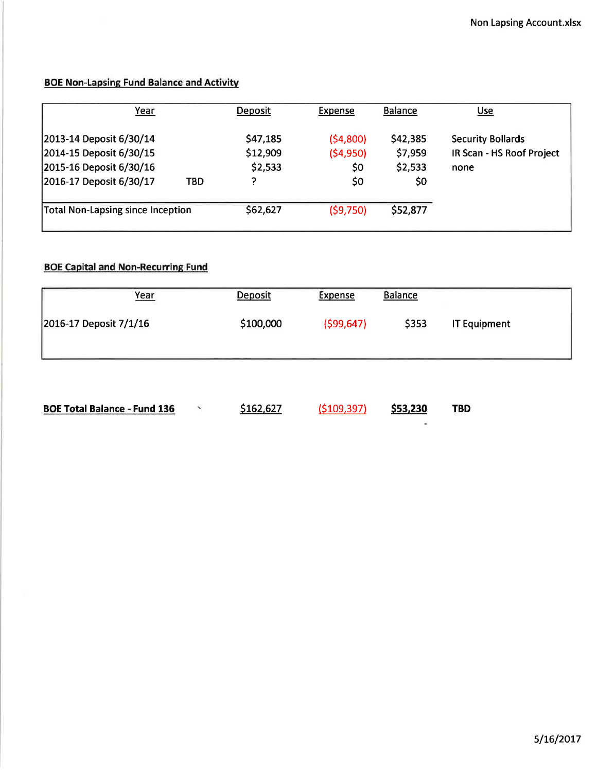Non Lapsing Account.xlsx

**BOE Non-Lapsing Fund Balance and Activity**

| Year | | Deposit | Expense | Balance | Use |
|---|---|---|---|---|---|
| 2013-14 Deposit 6/30/14 | | $47,185 | ($4,800) | $42,385 | Security Bollards |
| 2014-15 Deposit 6/30/15 | | $12,909 | ($4,950) | $7,959 | IR Scan - HS Roof Project |
| 2015-16 Deposit 6/30/16 | | $2,533 | $0 | $2,533 | none |
| 2016-17 Deposit 6/30/17 | TBD | ? | $0 | $0 | |
| Total Non-Lapsing since Inception | | $62,627 | ($9,750) | $52,877 | |

**BOE Capital and Non-Recurring Fund**

| Year | Deposit | Expense | Balance | |
|---|---|---|---|---|
| 2016-17 Deposit 7/1/16 | $100,000 | ($99,647) | $353 | IT Equipment |

| | | | | |
|---|---|---|---|---|
| **BOE Total Balance - Fund 136** | $162,627 | ($109,397) | **$53,230** | **TBD** |

5/16/2017